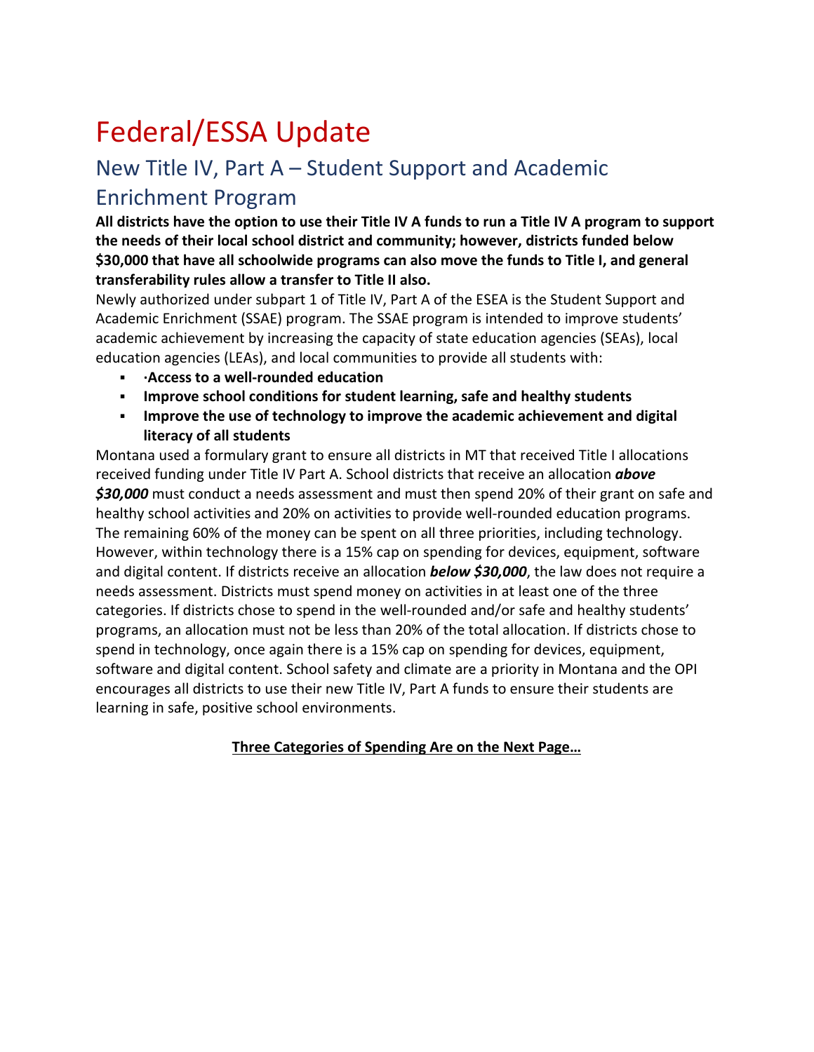# Federal/ESSA Update

## New Title IV, Part A – Student Support and Academic Enrichment Program

**All districts have the option to use their Title IV A funds to run a Title IV A program to support the needs of their local school district and community; however, districts funded below $30,000 that have all schoolwide programs can also move the funds to Title I, and general transferability rules allow a transfer to Title II also.**

Newly authorized under subpart 1 of Title IV, Part A of the ESEA is the Student Support and Academic Enrichment (SSAE) program. The SSAE program is intended to improve students' academic achievement by increasing the capacity of state education agencies (SEAs), local education agencies (LEAs), and local communities to provide all students with:

- **·Access to a well-rounded education**
- **Improve school conditions for student learning, safe and healthy students**
- **Improve the use of technology to improve the academic achievement and digital literacy of all students**

Montana used a formulary grant to ensure all districts in MT that received Title I allocations received funding under Title IV Part A. School districts that receive an allocation ***above $30,000*** must conduct a needs assessment and must then spend 20% of their grant on safe and healthy school activities and 20% on activities to provide well-rounded education programs. The remaining 60% of the money can be spent on all three priorities, including technology. However, within technology there is a 15% cap on spending for devices, equipment, software and digital content. If districts receive an allocation ***below $30,000***, the law does not require a needs assessment. Districts must spend money on activities in at least one of the three categories. If districts chose to spend in the well-rounded and/or safe and healthy students' programs, an allocation must not be less than 20% of the total allocation. If districts chose to spend in technology, once again there is a 15% cap on spending for devices, equipment, software and digital content. School safety and climate are a priority in Montana and the OPI encourages all districts to use their new Title IV, Part A funds to ensure their students are learning in safe, positive school environments.

**Three Categories of Spending Are on the Next Page…**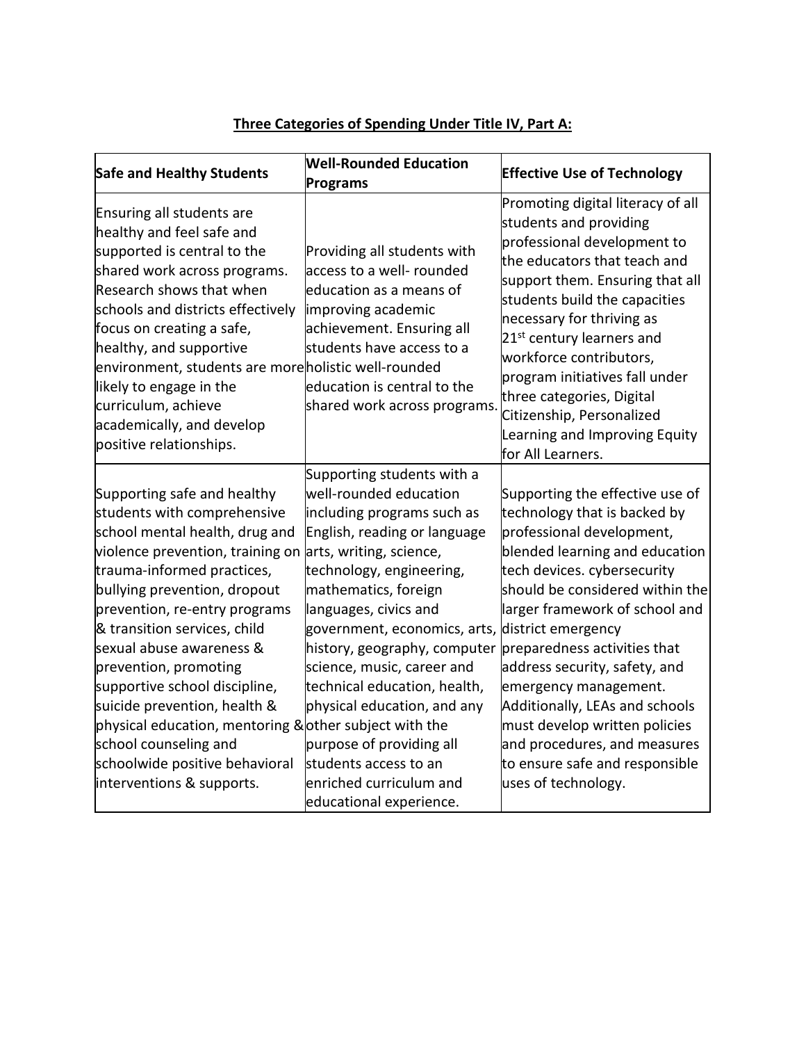**Three Categories of Spending Under Title IV, Part A:**

| Safe and Healthy Students | Well-Rounded Education Programs | Effective Use of Technology |
|---|---|---|
| Ensuring all students are healthy and feel safe and supported is central to the shared work across programs. Research shows that when schools and districts effectively focus on creating a safe, healthy, and supportive environment, students are more likely to engage in the curriculum, achieve academically, and develop positive relationships. | Providing all students with access to a well- rounded education as a means of improving academic achievement. Ensuring all students have access to a holistic well-rounded education is central to the shared work across programs. | Promoting digital literacy of all students and providing professional development to the educators that teach and support them. Ensuring that all students build the capacities necessary for thriving as 21st century learners and workforce contributors, program initiatives fall under three categories, Digital Citizenship, Personalized Learning and Improving Equity for All Learners. |
| Supporting safe and healthy students with comprehensive school mental health, drug and violence prevention, training on trauma-informed practices, bullying prevention, dropout prevention, re-entry programs & transition services, child sexual abuse awareness & prevention, promoting supportive school discipline, suicide prevention, health & physical education, mentoring & school counseling and schoolwide positive behavioral interventions & supports. | Supporting students with a well-rounded education including programs such as English, reading or language arts, writing, science, technology, engineering, mathematics, foreign languages, civics and government, economics, arts, history, geography, computer science, music, career and technical education, health, physical education, and any other subject with the purpose of providing all students access to an enriched curriculum and educational experience. | Supporting the effective use of technology that is backed by professional development, blended learning and education tech devices. cybersecurity should be considered within the larger framework of school and district emergency preparedness activities that address security, safety, and emergency management. Additionally, LEAs and schools must develop written policies and procedures, and measures to ensure safe and responsible uses of technology. |